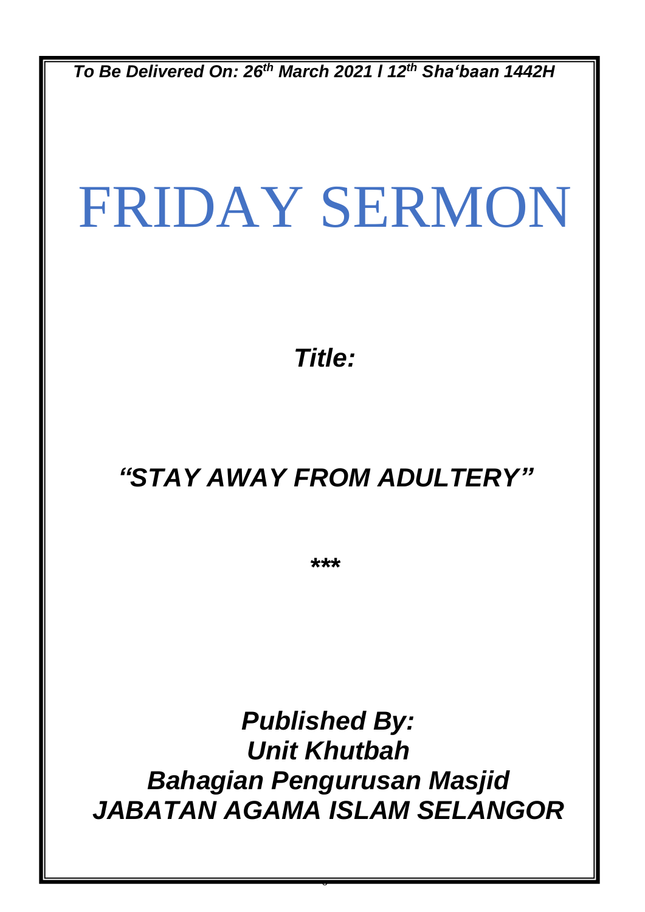***To Be Delivered On: 26th March 2021 / 12th Sha'baan 1442H***

# FRIDAY SERMON

***Title:***

## ***"STAY AWAY FROM ADULTERY"***

***

***Published By:***
***Unit Khutbah***
***Bahagian Pengurusan Masjid***
***JABATAN AGAMA ISLAM SELANGOR***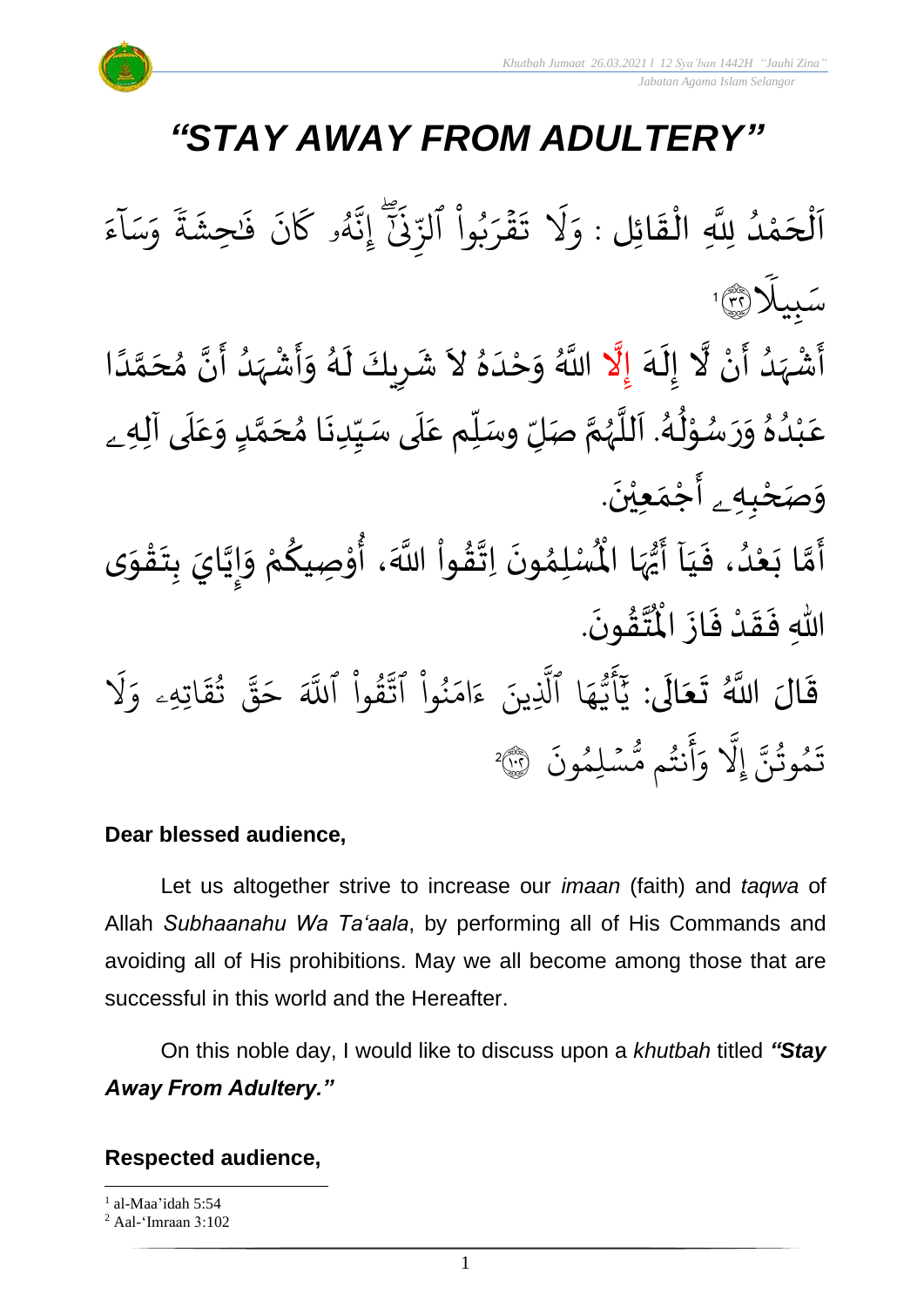# *"STAY AWAY FROM ADULTERY"*

اَلْحَمْدُ لِلَّهِ الْقَائِل : وَلَا تَقْرَبُواْ ٱلزِّنَىٰٓۖ إِنَّهُۥ كَانَ فَٰحِشَةً وَسَآءَ سَبِيلًا ۝٣٢ [1]

أَشْهَدُ أَنْ لَّا إِلَهَ إِلَّا اللَّهُ وَحْدَهُ لاَ شَرِيكَ لَهُ وَأَشْهَدُ أَنَّ مُحَمَّدًا عَبْدُهُ وَرَسُوْلُهُ. اَللَّهُمَّ صَلِّ وسَلِّم عَلَى سَيِّدِنَا مُحَمَّدٍ وَعَلَى آلِهِ وَصَحْبِهِ أَجْمَعِيْنَ.

أَمَّا بَعْدُ، فَيَاۤ أَيُّهَا الْمُسْلِمُونَ اِتَّقُواْ اللَّهَ، أُوْصِيكُمْ وَإِيَّايَ بِتَقْوَى اللهِ فَقَدْ فَازَ الْمُتَّقُونَ.

قَالَ اللَّهُ تَعَالَى: يَٰٓأَيُّهَا ٱلَّذِينَ ءَامَنُواْ ٱتَّقُواْ ٱللَّهَ حَقَّ تُقَاتِهِۦ وَلَا تَمُوتُنَّ إِلَّا وَأَنتُم مُّسۡلِمُونَ ۝١٠٢ [2]

**Dear blessed audience,**

Let us altogether strive to increase our *imaan* (faith) and *taqwa* of Allah *Subhaanahu Wa Ta'aala*, by performing all of His Commands and avoiding all of His prohibitions. May we all become among those that are successful in this world and the Hereafter.

On this noble day, I would like to discuss upon a *khutbah* titled ***"Stay Away From Adultery."***

**Respected audience,**

---

[1] al-Maa'idah 5:54

[2] Aal-'Imraan 3:102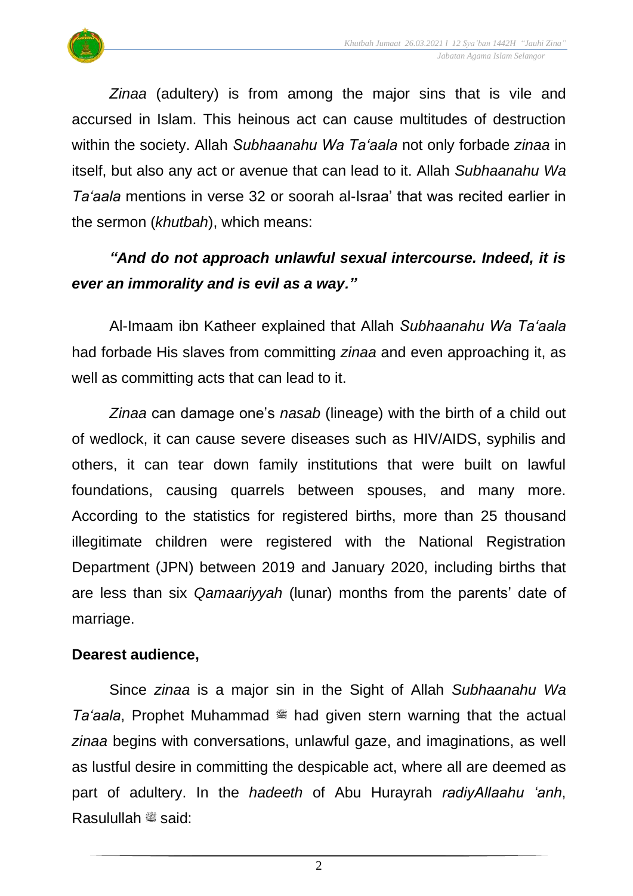*Zinaa* (adultery) is from among the major sins that is vile and accursed in Islam. This heinous act can cause multitudes of destruction within the society. Allah *Subhaanahu Wa Ta'aala* not only forbade *zinaa* in itself, but also any act or avenue that can lead to it. Allah *Subhaanahu Wa Ta'aala* mentions in verse 32 or soorah al-Israa' that was recited earlier in the sermon (*khutbah*), which means:

***"And do not approach unlawful sexual intercourse. Indeed, it is ever an immorality and is evil as a way."***

Al-Imaam ibn Katheer explained that Allah *Subhaanahu Wa Ta'aala* had forbade His slaves from committing *zinaa* and even approaching it, as well as committing acts that can lead to it.

*Zinaa* can damage one's *nasab* (lineage) with the birth of a child out of wedlock, it can cause severe diseases such as HIV/AIDS, syphilis and others, it can tear down family institutions that were built on lawful foundations, causing quarrels between spouses, and many more. According to the statistics for registered births, more than 25 thousand illegitimate children were registered with the National Registration Department (JPN) between 2019 and January 2020, including births that are less than six *Qamaariyyah* (lunar) months from the parents' date of marriage.

**Dearest audience,**

Since *zinaa* is a major sin in the Sight of Allah *Subhaanahu Wa Ta'aala*, Prophet Muhammad ﷺ had given stern warning that the actual *zinaa* begins with conversations, unlawful gaze, and imaginations, as well as lustful desire in committing the despicable act, where all are deemed as part of adultery. In the *hadeeth* of Abu Hurayrah *radiyAllaahu 'anh*, Rasulullah ﷺ said: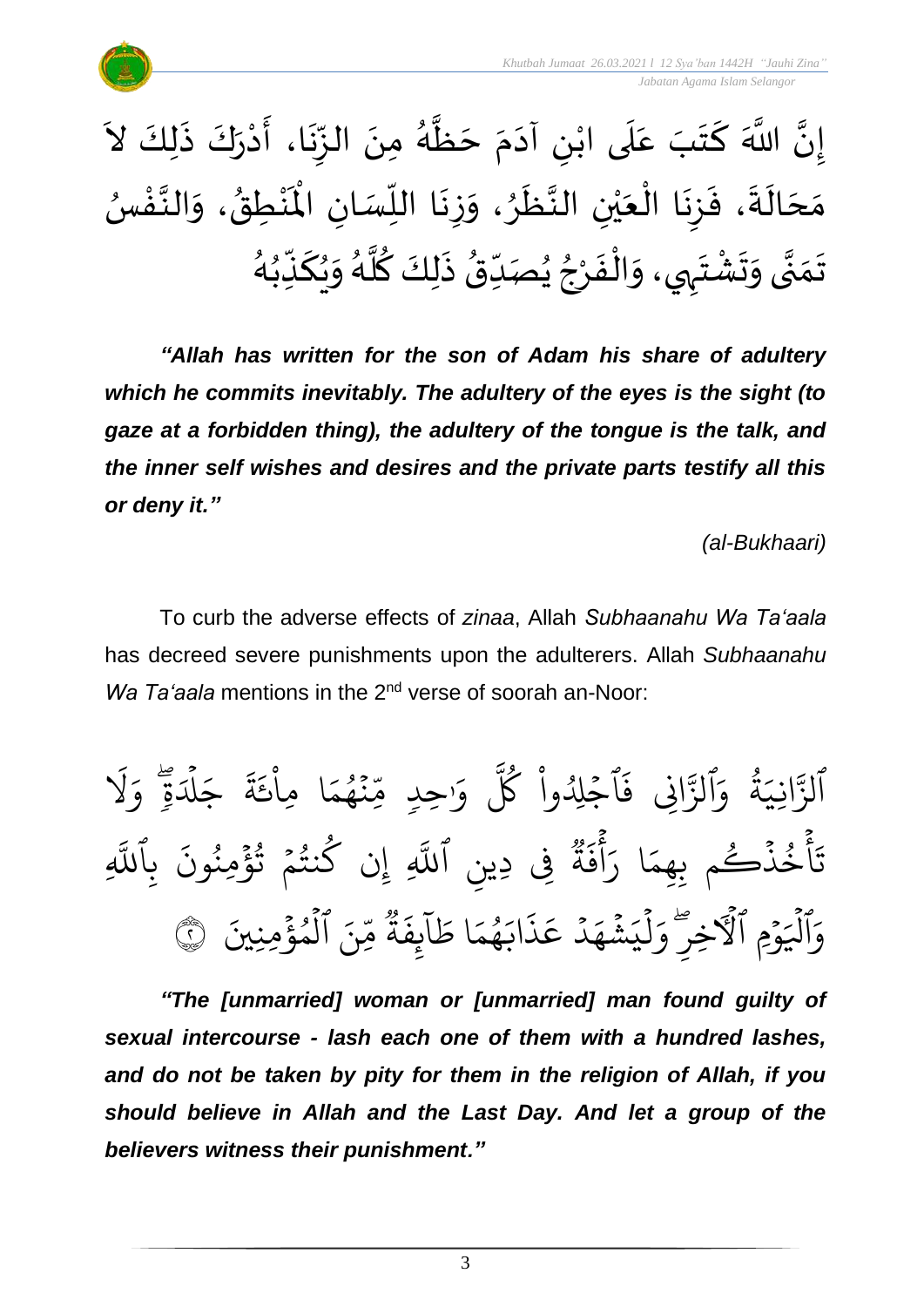إِنَّ اللَّهَ كَتَبَ عَلَى ابْنِ آدَمَ حَظَّهُ مِنَ الزِّنَا، أَدْرَكَ ذَلِكَ لاَ مَحَالَةَ، فَزِنَا الْعَيْنِ النَّظَرُ، وَزِنَا اللِّسَانِ الْمَنْطِقُ، وَالنَّفْسُ تَمَنَّى وَتَشْتَهِي، وَالْفَرْجُ يُصَدِّقُ ذَلِكَ كُلَّهُ وَيُكَذِّبُهُ

***"Allah has written for the son of Adam his share of adultery which he commits inevitably. The adultery of the eyes is the sight (to gaze at a forbidden thing), the adultery of the tongue is the talk, and the inner self wishes and desires and the private parts testify all this or deny it."***

*(al-Bukhaari)*

To curb the adverse effects of *zinaa*, Allah *Subhaanahu Wa Ta'aala* has decreed severe punishments upon the adulterers. Allah *Subhaanahu Wa Ta'aala* mentions in the 2nd verse of soorah an-Noor:

ٱلزَّانِيَةُ وَٱلزَّانِى فَٱجْلِدُوا۟ كُلَّ وَٰحِدٍ مِّنْهُمَا مِا۟ئَةَ جَلْدَةٍ ۖ وَلَا تَأْخُذْكُم بِهِمَا رَأْفَةٌ فِى دِينِ ٱللَّهِ إِن كُنتُمْ تُؤْمِنُونَ بِٱللَّهِ وَٱلْيَوْمِ ٱلْءَاخِرِ ۖ وَلْيَشْهَدْ عَذَابَهُمَا طَآئِفَةٌ مِّنَ ٱلْمُؤْمِنِينَ ﴿٢﴾

***"The [unmarried] woman or [unmarried] man found guilty of sexual intercourse - lash each one of them with a hundred lashes, and do not be taken by pity for them in the religion of Allah, if you should believe in Allah and the Last Day. And let a group of the believers witness their punishment."***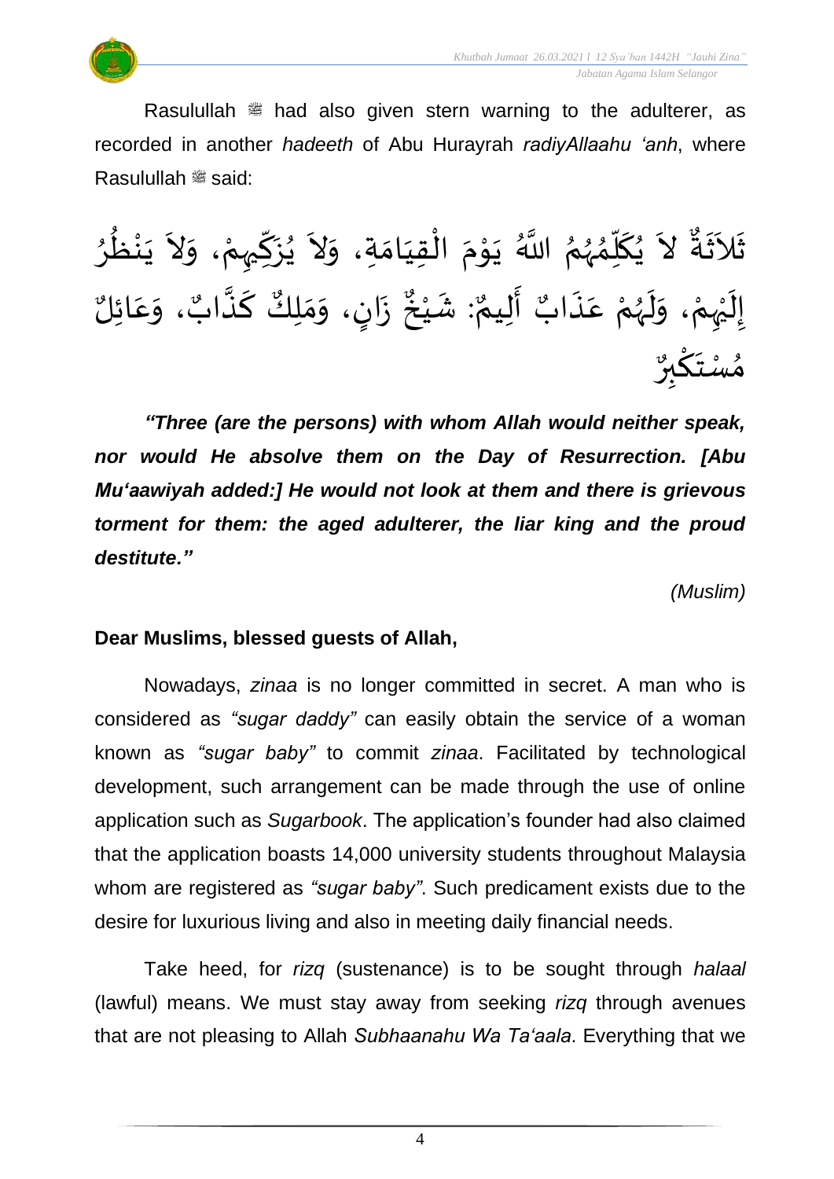Rasulullah ﷺ had also given stern warning to the adulterer, as recorded in another *hadeeth* of Abu Hurayrah *radiyAllaahu 'anh*, where Rasulullah ﷺ said:

ثَلاَثَةٌ لاَ يُكَلِّمُهُمُ اللَّهُ يَوْمَ الْقِيَامَةِ، وَلاَ يُزَكِّيهِمْ، وَلاَ يَنْظُرُ إِلَيْهِمْ، وَلَهُمْ عَذَابٌ أَلِيمٌ: شَيْخٌ زَانٍ، وَمَلِكٌ كَذَّابٌ، وَعَائِلٌ مُسْتَكْبِرٌ

***"Three (are the persons) with whom Allah would neither speak, nor would He absolve them on the Day of Resurrection. [Abu Mu'aawiyah added:] He would not look at them and there is grievous torment for them: the aged adulterer, the liar king and the proud destitute."***

*(Muslim)*

**Dear Muslims, blessed guests of Allah,**

Nowadays, *zinaa* is no longer committed in secret. A man who is considered as *"sugar daddy"* can easily obtain the service of a woman known as *"sugar baby"* to commit *zinaa*. Facilitated by technological development, such arrangement can be made through the use of online application such as *Sugarbook*. The application's founder had also claimed that the application boasts 14,000 university students throughout Malaysia whom are registered as *"sugar baby"*. Such predicament exists due to the desire for luxurious living and also in meeting daily financial needs.

Take heed, for *rizq* (sustenance) is to be sought through *halaal* (lawful) means. We must stay away from seeking *rizq* through avenues that are not pleasing to Allah *Subhaanahu Wa Ta'aala*. Everything that we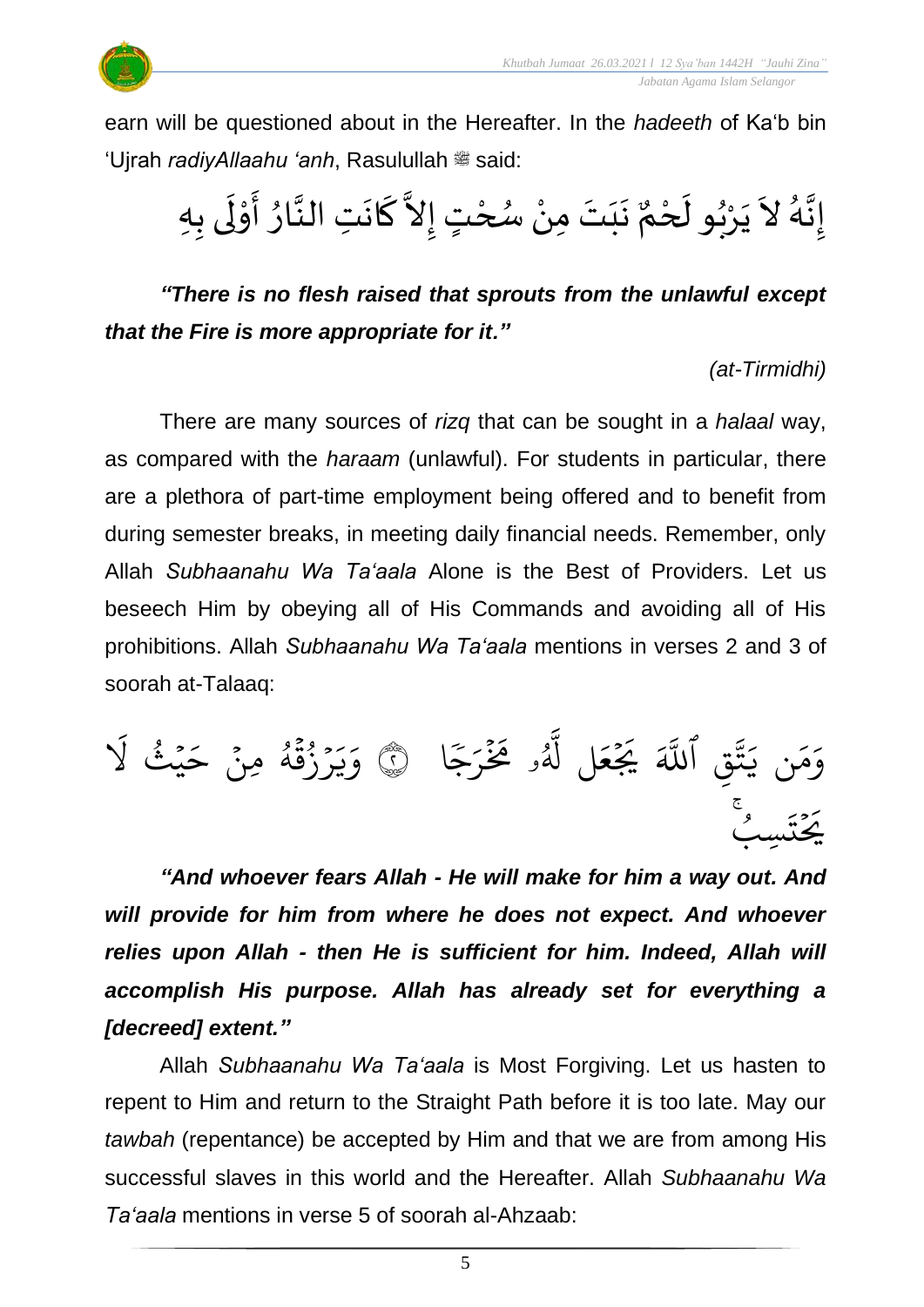earn will be questioned about in the Hereafter. In the *hadeeth* of Ka'b bin 'Ujrah *radiyAllaahu 'anh*, Rasulullah ﷺ said:

إِنَّهُ لاَ يَرْبُو لَحْمٌ نَبَتَ مِنْ سُحْتٍ إِلاَّ كَانَتِ النَّارُ أَوْلَى بِهِ

***"There is no flesh raised that sprouts from the unlawful except that the Fire is more appropriate for it."***

*(at-Tirmidhi)*

There are many sources of *rizq* that can be sought in a *halaal* way, as compared with the *haraam* (unlawful). For students in particular, there are a plethora of part-time employment being offered and to benefit from during semester breaks, in meeting daily financial needs. Remember, only Allah *Subhaanahu Wa Ta'aala* Alone is the Best of Providers. Let us beseech Him by obeying all of His Commands and avoiding all of His prohibitions. Allah *Subhaanahu Wa Ta'aala* mentions in verses 2 and 3 of soorah at-Talaaq:

وَمَن يَتَّقِ ٱللَّهَ يَجۡعَل لَّهُۥ مَخۡرَجٗا ۝٢ وَيَرۡزُقۡهُ مِنۡ حَيۡثُ لَا يَحۡتَسِبُۚ

***"And whoever fears Allah - He will make for him a way out. And will provide for him from where he does not expect. And whoever relies upon Allah - then He is sufficient for him. Indeed, Allah will accomplish His purpose. Allah has already set for everything a [decreed] extent."***

Allah *Subhaanahu Wa Ta'aala* is Most Forgiving. Let us hasten to repent to Him and return to the Straight Path before it is too late. May our *tawbah* (repentance) be accepted by Him and that we are from among His successful slaves in this world and the Hereafter. Allah *Subhaanahu Wa Ta'aala* mentions in verse 5 of soorah al-Ahzaab: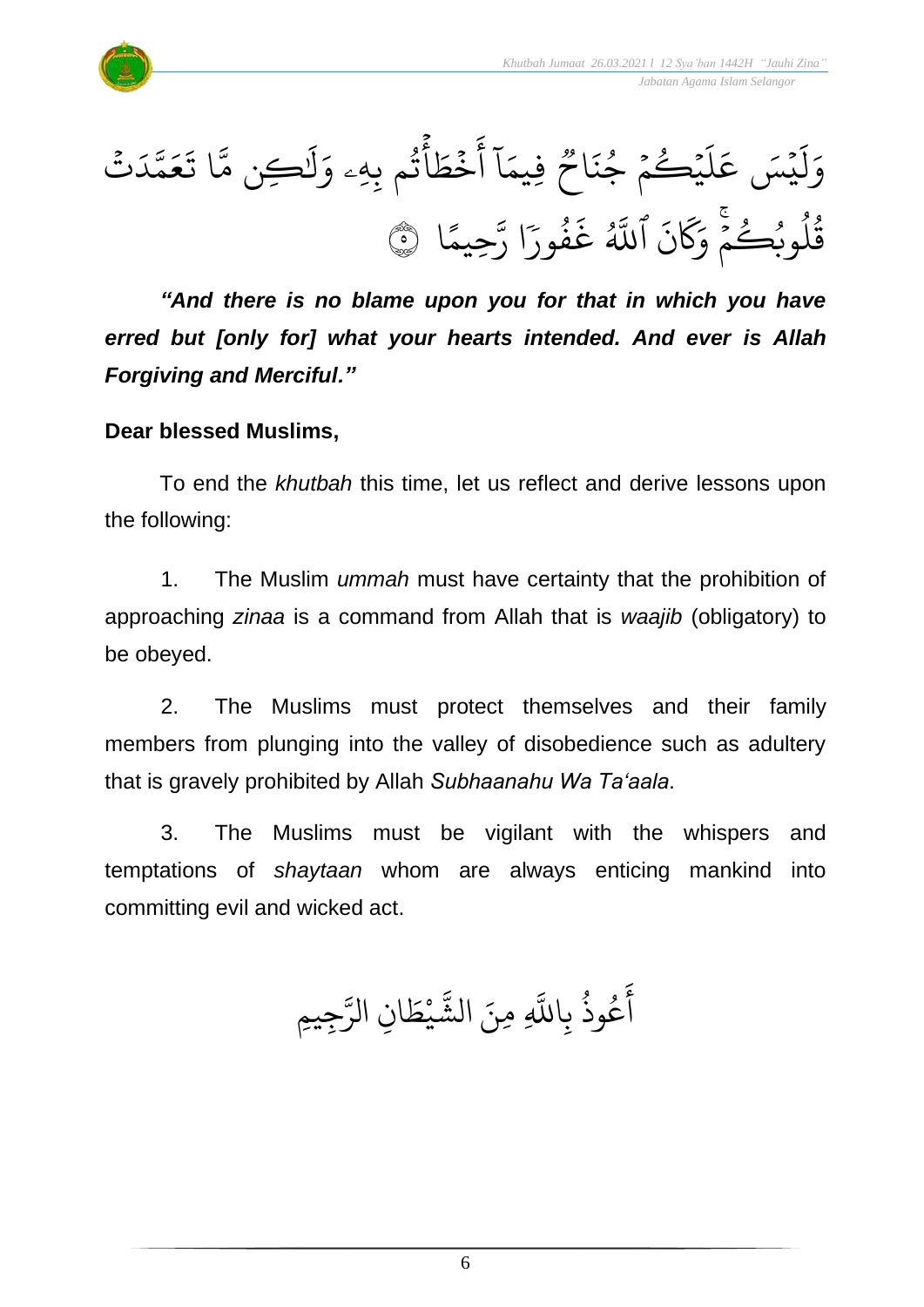وَلَيْسَ عَلَيْكُمْ جُنَاحٌ فِيمَآ أَخْطَأْتُم بِهِۦ وَلَٰكِن مَّا تَعَمَّدَتْ قُلُوبُكُمْ ۚ وَكَانَ ٱللَّهُ غَفُورًا رَّحِيمًا ﴿٥﴾

***"And there is no blame upon you for that in which you have erred but [only for] what your hearts intended. And ever is Allah Forgiving and Merciful."***

**Dear blessed Muslims,**

To end the *khutbah* this time, let us reflect and derive lessons upon the following:

1. The Muslim *ummah* must have certainty that the prohibition of approaching *zinaa* is a command from Allah that is *waajib* (obligatory) to be obeyed.

2. The Muslims must protect themselves and their family members from plunging into the valley of disobedience such as adultery that is gravely prohibited by Allah *Subhaanahu Wa Ta'aala*.

3. The Muslims must be vigilant with the whispers and temptations of *shaytaan* whom are always enticing mankind into committing evil and wicked act.

أَعُوذُ بِاللَّهِ مِنَ الشَّيْطَانِ الرَّجِيمِ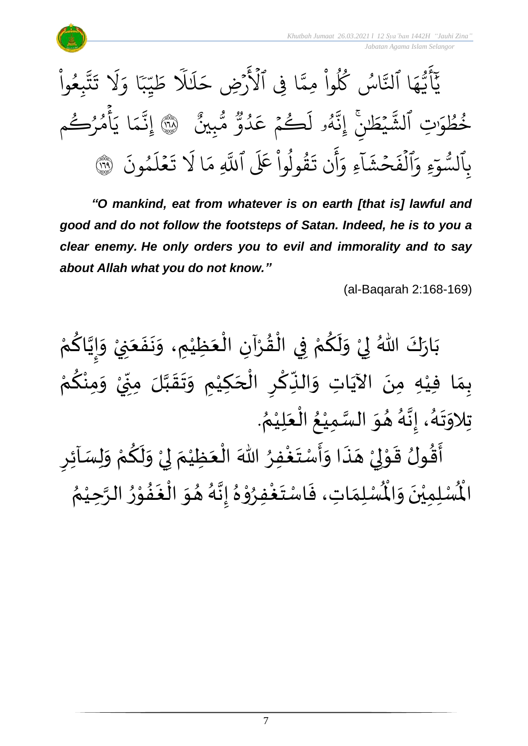يَٰٓأَيُّهَا ٱلنَّاسُ كُلُواْ مِمَّا فِي ٱلۡأَرۡضِ حَلَٰلٗا طَيِّبٗا وَلَا تَتَّبِعُواْ خُطُوَٰتِ ٱلشَّيۡطَٰنِۚ إِنَّهُۥ لَكُمۡ عَدُوّٞ مُّبِينٌ ۝١٦٨ إِنَّمَا يَأۡمُرُكُم بِٱلسُّوٓءِ وَٱلۡفَحۡشَآءِ وَأَن تَقُولُواْ عَلَى ٱللَّهِ مَا لَا تَعۡلَمُونَ ۝١٦٩

***"O mankind, eat from whatever is on earth [that is] lawful and good and do not follow the footsteps of Satan. Indeed, he is to you a clear enemy. He only orders you to evil and immorality and to say about Allah what you do not know."***

(al-Baqarah 2:168-169)

بَارَكَ اللهُ لِيْ وَلَكُمْ فِي الْقُرْآنِ الْعَظِيْمِ، وَنَفَعَنِيْ وَإِيَّاكُمْ بِمَا فِيْهِ مِنَ الآيَاتِ وَالذِّكْرِ الْحَكِيْمِ وَتَقَبَّلَ مِنِّيْ وَمِنْكُمْ تِلاوَتَهُ، إِنَّهُ هُوَ السَّمِيْعُ الْعَلِيْمُ.

أَقُولُ قَوْلِيْ هَذَا وَأَسْتَغْفِرُ اللهَ الْعَظِيْمَ لِيْ وَلَكُمْ وَلِسَآئِرِ الْمُسْلِمِيْنَ وَالْمُسْلِمَاتِ، فَاسْتَغْفِرُوْهُ إِنَّهُ هُوَ الْغَفُوْرُ الرَّحِيْمُ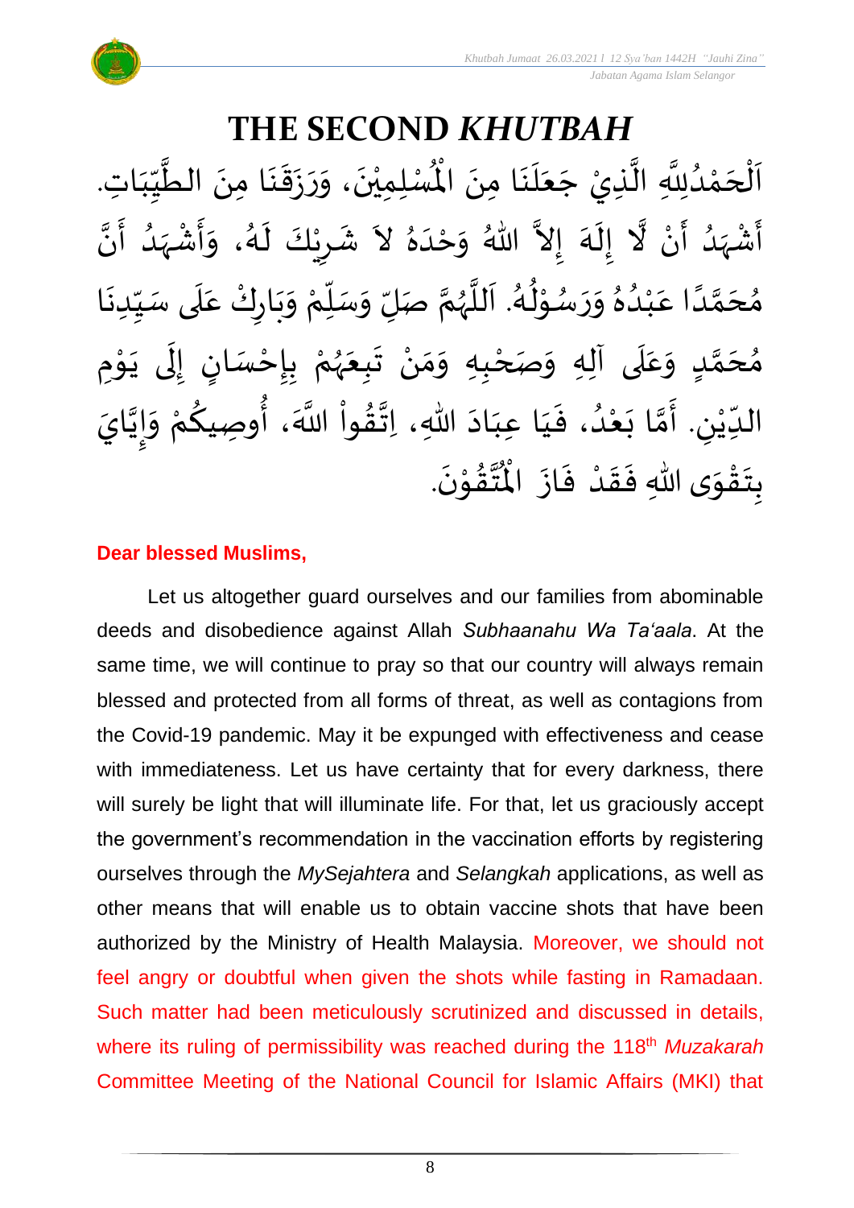# THE SECOND *KHUTBAH*

اَلْحَمْدُلِلَّهِ الَّذِيْ جَعَلَنَا مِنَ الْمُسْلِمِيْنَ، وَرَزَقَنَا مِنَ الطَّيِّبَاتِ. أَشْهَدُ أَنْ لَّا إِلَهَ إِلاَّ اللهُ وَحْدَهُ لاَ شَرِيْكَ لَهُ، وَأَشْهَدُ أَنَّ مُحَمَّدًا عَبْدُهُ وَرَسُوْلُهُ. اَللَّهُمَّ صَلِّ وَسَلِّمْ وَبَارِكْ عَلَى سَيِّدِنَا مُحَمَّدٍ وَعَلَى آلِهِ وَصَحْبِهِ وَمَنْ تَبِعَهُمْ بِإِحْسَانٍ إِلَى يَوْمِ الدِّيْنِ. أَمَّا بَعْدُ، فَيَا عِبَادَ اللهِ، اِتَّقُواْ اللَّهَ، أُوصِيكُمْ وَإِيَّايَ بِتَقْوَى اللهِ فَقَدْ فَازَ الْمُتَّقُوْنَ.

**Dear blessed Muslims,**

Let us altogether guard ourselves and our families from abominable deeds and disobedience against Allah *Subhaanahu Wa Ta'aala*. At the same time, we will continue to pray so that our country will always remain blessed and protected from all forms of threat, as well as contagions from the Covid-19 pandemic. May it be expunged with effectiveness and cease with immediateness. Let us have certainty that for every darkness, there will surely be light that will illuminate life. For that, let us graciously accept the government's recommendation in the vaccination efforts by registering ourselves through the *MySejahtera* and *Selangkah* applications, as well as other means that will enable us to obtain vaccine shots that have been authorized by the Ministry of Health Malaysia. Moreover, we should not feel angry or doubtful when given the shots while fasting in Ramadaan. Such matter had been meticulously scrutinized and discussed in details, where its ruling of permissibility was reached during the 118th *Muzakarah* Committee Meeting of the National Council for Islamic Affairs (MKI) that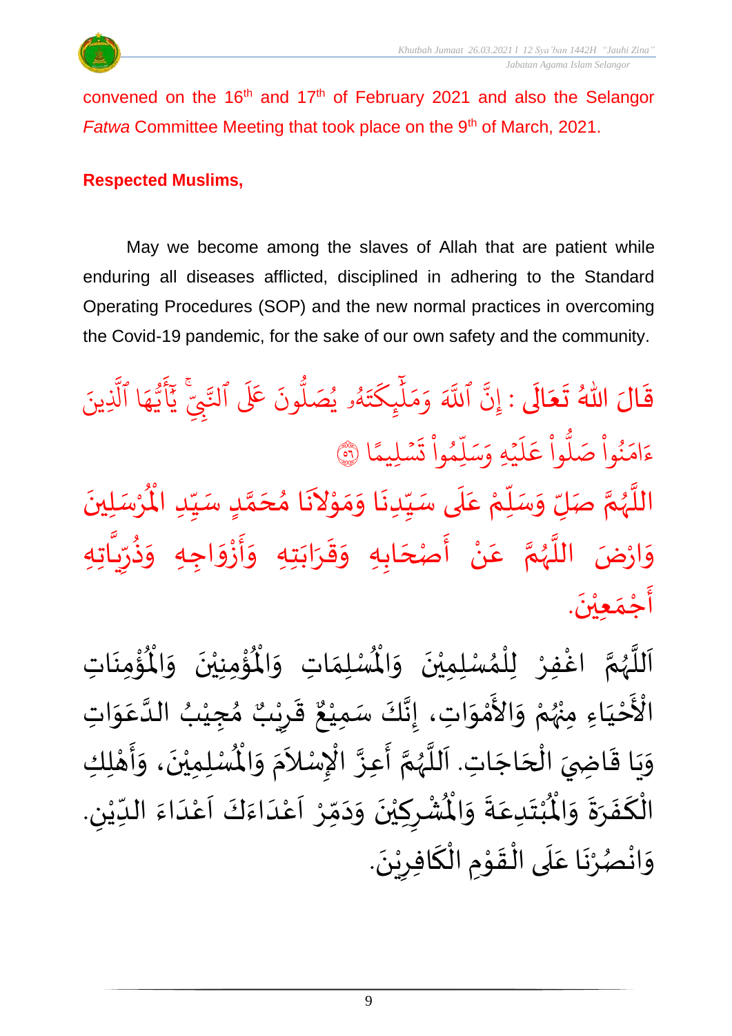convened on the 16th and 17th of February 2021 and also the Selangor *Fatwa* Committee Meeting that took place on the 9th of March, 2021.

**Respected Muslims,**

May we become among the slaves of Allah that are patient while enduring all diseases afflicted, disciplined in adhering to the Standard Operating Procedures (SOP) and the new normal practices in overcoming the Covid-19 pandemic, for the sake of our own safety and the community.

قَالَ اللهُ تَعَالَى : إِنَّ ٱللَّهَ وَمَلَٰٓئِكَتَهُۥ يُصَلُّونَ عَلَى ٱلنَّبِيِّۚ يَٰٓأَيُّهَا ٱلَّذِينَ ءَامَنُواْ صَلُّواْ عَلَيۡهِ وَسَلِّمُواْ تَسۡلِيمًا ۝٥٦

اللَّهُمَّ صَلِّ وَسَلِّمْ عَلَى سَيِّدِنَا وَمَوْلاَنَا مُحَمَّدٍ سَيِّدِ الْمُرْسَلِينَ وَارْضَ اللَّهُمَّ عَنْ أَصْحَابِهِ وَقَرَابَتِهِ وَأَزْوَاجِهِ وَذُرِّيَّاتِهِ أَجْمَعِيْنَ.

اَللَّهُمَّ اغْفِرْ لِلْمُسْلِمِيْنَ وَالْمُسْلِمَاتِ وَالْمُؤْمِنِيْنَ وَالْمُؤْمِنَاتِ الْأَحْيَاءِ مِنْهُمْ وَالأَمْوَاتِ، إِنَّكَ سَمِيْعٌ قَرِيْبٌ مُجِيْبُ الدَّعَوَاتِ وَيَا قَاضِيَ الْحَاجَاتِ. اَللَّهُمَّ أَعِزَّ الْإِسْلاَمَ وَالْمُسْلِمِيْنَ، وَأَهْلِكِ الْكَفَرَةَ وَالْمُبْتَدِعَةَ وَالْمُشْرِكِيْنَ وَدَمِّرْ اَعْدَاءَكَ اَعْدَاءَ الدِّيْنِ. وَانْصُرْنَا عَلَى الْقَوْمِ الْكَافِرِيْنَ.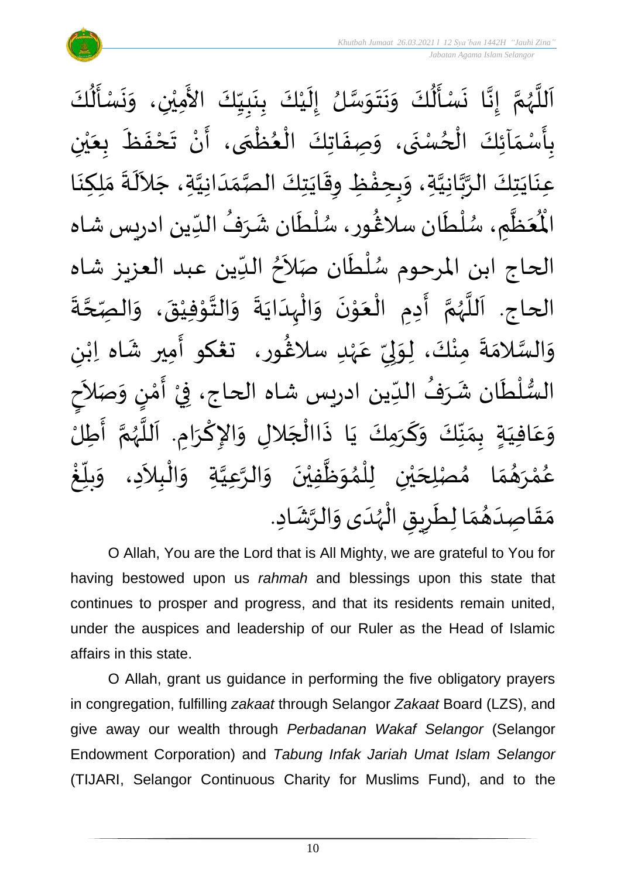اَللَّهُمَّ إِنَّا نَسْأَلُكَ وَنَتَوَسَّلُ إِلَيْكَ بِنَبِيِّكَ الأَمِيْنِ، وَنَسْأَلُكَ بِأَسْمَآئِكَ الْحُسْنَى، وَصِفَاتِكَ الْعُظْمَى، أَنْ تَحْفَظَ بِعَيْنِ عِنَايَتِكَ الرَّبَّانِيَّةِ، وَبِحِفْظِ وِقَايَتِكَ الصَّمَدَانِيَّةِ، جَلاَلَةَ مَلِكِنَا الْمُعَظَّمِ، سُلْطَان سلاڠُور، سُلْطَان شَرَفُ الدِّين ادريس شاه الحاج ابن المرحوم سُلْطَان صَلاَحُ الدِّين عبد العزيز شاه الحاج. اَللَّهُمَّ أَدِمِ الْعَوْنَ وَالْهِدَايَةَ وَالتَّوْفِيْقَ، وَالصِّحَّةَ وَالسَّلامَةَ مِنْكَ، لِوَلِيِّ عَهْدِ سلاڠُور، تڠکو أَمير شَاه اِبْنِ السُّلْطَان شَرَفُ الدِّين ادريس شاه الحاج، فِيْ أَمْنٍ وَصَلاَحٍ وَعَافِيَةٍ بِمَنِّكَ وَكَرَمِكَ يَا ذَاالْجَلالِ وَالإِكْرَامِ. اَللَّهُمَّ أَطِلْ عُمْرَهُمَا مُصْلِحَيْنِ لِلْمُوَظَّفِيْنَ وَالرَّعِيَّةِ وَالْبِلاَدِ، وَبَلِّغْ مَقَاصِدَهُمَا لِطَرِيقِ الْهُدَى وَالرَّشَادِ.

O Allah, You are the Lord that is All Mighty, we are grateful to You for having bestowed upon us *rahmah* and blessings upon this state that continues to prosper and progress, and that its residents remain united, under the auspices and leadership of our Ruler as the Head of Islamic affairs in this state.

O Allah, grant us guidance in performing the five obligatory prayers in congregation, fulfilling *zakaat* through Selangor *Zakaat* Board (LZS), and give away our wealth through *Perbadanan Wakaf Selangor* (Selangor Endowment Corporation) and *Tabung Infak Jariah Umat Islam Selangor* (TIJARI, Selangor Continuous Charity for Muslims Fund), and to the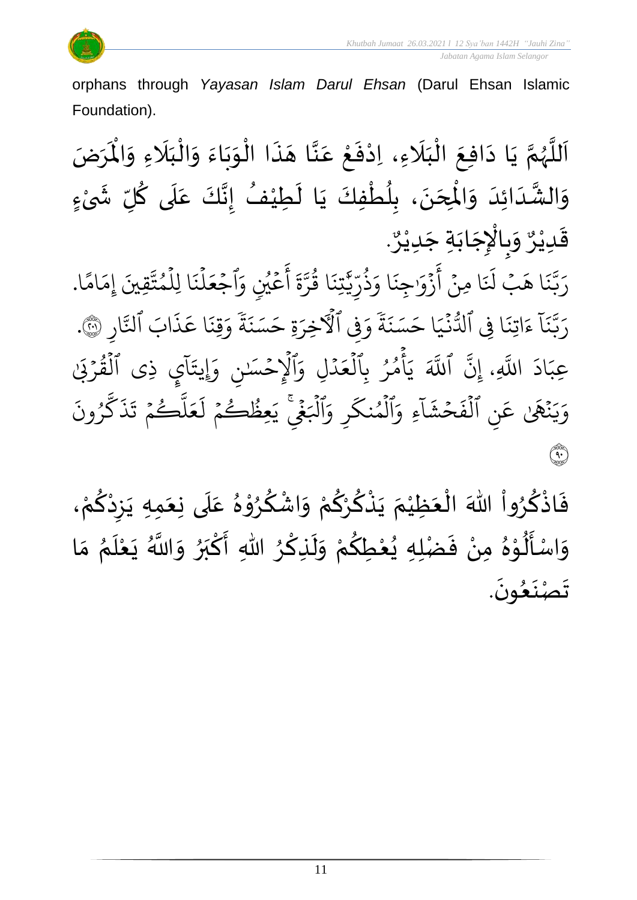orphans through *Yayasan Islam Darul Ehsan* (Darul Ehsan Islamic Foundation).

اَللَّهُمَّ يَا دَافِعَ الْبَلَاءِ، اِدْفَعْ عَنَّا هَذَا الْوَبَاءَ وَالْبَلَاءِ وَالْمَرَضَ وَالشَّدَائِدَ وَالْمِحَنَ، بِلُطْفِكَ يَا لَطِيْفُ إِنَّكَ عَلَى كُلِّ شَيْءٍ قَدِيْرٌ وَبِالْإِجَابَةِ جَدِيْرٌ.

رَبَّنَا هَبْ لَنَا مِنْ أَزْوَٰجِنَا وَذُرِّيَّٰتِنَا قُرَّةَ أَعْيُنٍ وَٱجْعَلْنَا لِلْمُتَّقِينَ إِمَامًا. رَبَّنَآ ءَاتِنَا فِي ٱلدُّنْيَا حَسَنَةً وَفِي ٱلْأَخِرَةِ حَسَنَةً وَقِنَا عَذَابَ ٱلنَّارِ ﴿٢٠١﴾. عِبَادَ اللَّهِ، إِنَّ ٱللَّهَ يَأْمُرُ بِٱلْعَدْلِ وَٱلْإِحْسَٰنِ وَإِيتَآيِٕ ذِي ٱلْقُرْبَىٰ وَيَنْهَىٰ عَنِ ٱلْفَحْشَآءِ وَٱلْمُنكَرِ وَٱلْبَغْيِۚ يَعِظُكُمْ لَعَلَّكُمْ تَذَكَّرُونَ ﴿٩٠﴾

فَاذْكُرُواْ اللهَ الْعَظِيْمَ يَذْكُرْكُمْ وَاشْكُرُوْهُ عَلَى نِعَمِهِ يَزِدْكُمْ، وَاسْأَلُوْهُ مِنْ فَضْلِهِ يُعْطِكُمْ وَلَذِكْرُ اللهِ أَكْبَرُ وَاللَّهُ يَعْلَمُ مَا تَصْنَعُونَ.